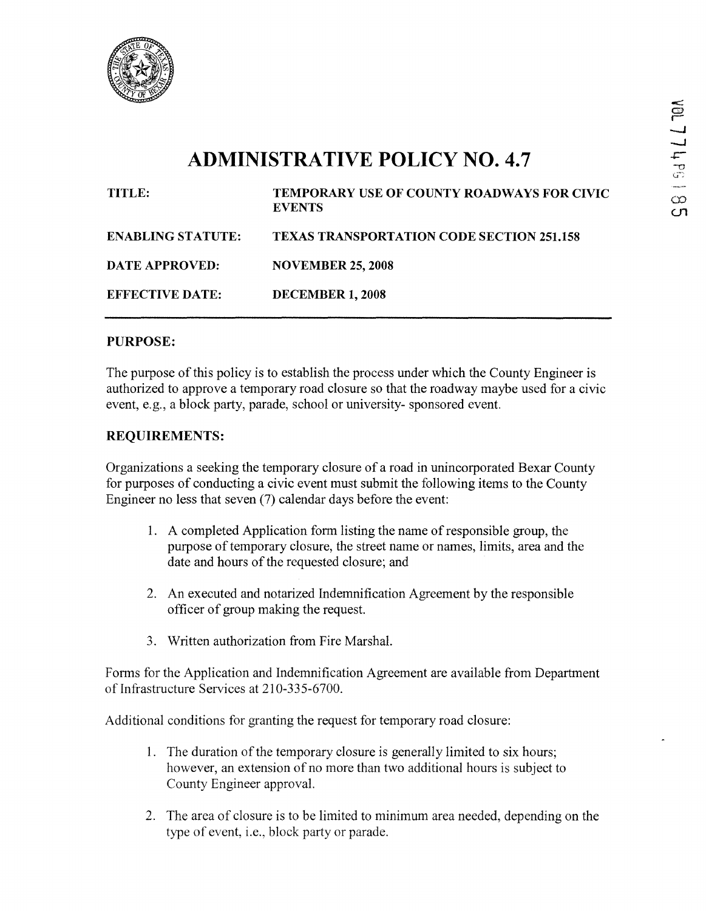# ADMINISTRATIVE POLICY NO. 4.7

| | |
|---|---|
| **TITLE:** | **TEMPORARY USE OF COUNTY ROADWAYS FOR CIVIC EVENTS** |
| **ENABLING STATUTE:** | **TEXAS TRANSPORTATION CODE SECTION 251.158** |
| **DATE APPROVED:** | **NOVEMBER 25, 2008** |
| **EFFECTIVE DATE:** | **DECEMBER 1, 2008** |

## PURPOSE:

The purpose of this policy is to establish the process under which the County Engineer is authorized to approve a temporary road closure so that the roadway maybe used for a civic event, e.g., a block party, parade, school or university- sponsored event.

## REQUIREMENTS:

Organizations a seeking the temporary closure of a road in unincorporated Bexar County for purposes of conducting a civic event must submit the following items to the County Engineer no less that seven (7) calendar days before the event:

1. A completed Application form listing the name of responsible group, the purpose of temporary closure, the street name or names, limits, area and the date and hours of the requested closure; and
2. An executed and notarized Indemnification Agreement by the responsible officer of group making the request.
3. Written authorization from Fire Marshal.

Forms for the Application and Indemnification Agreement are available from Department of Infrastructure Services at 210-335-6700.

Additional conditions for granting the request for temporary road closure:

1. The duration of the temporary closure is generally limited to six hours; however, an extension of no more than two additional hours is subject to County Engineer approval.
2. The area of closure is to be limited to minimum area needed, depending on the type of event, i.e., block party or parade.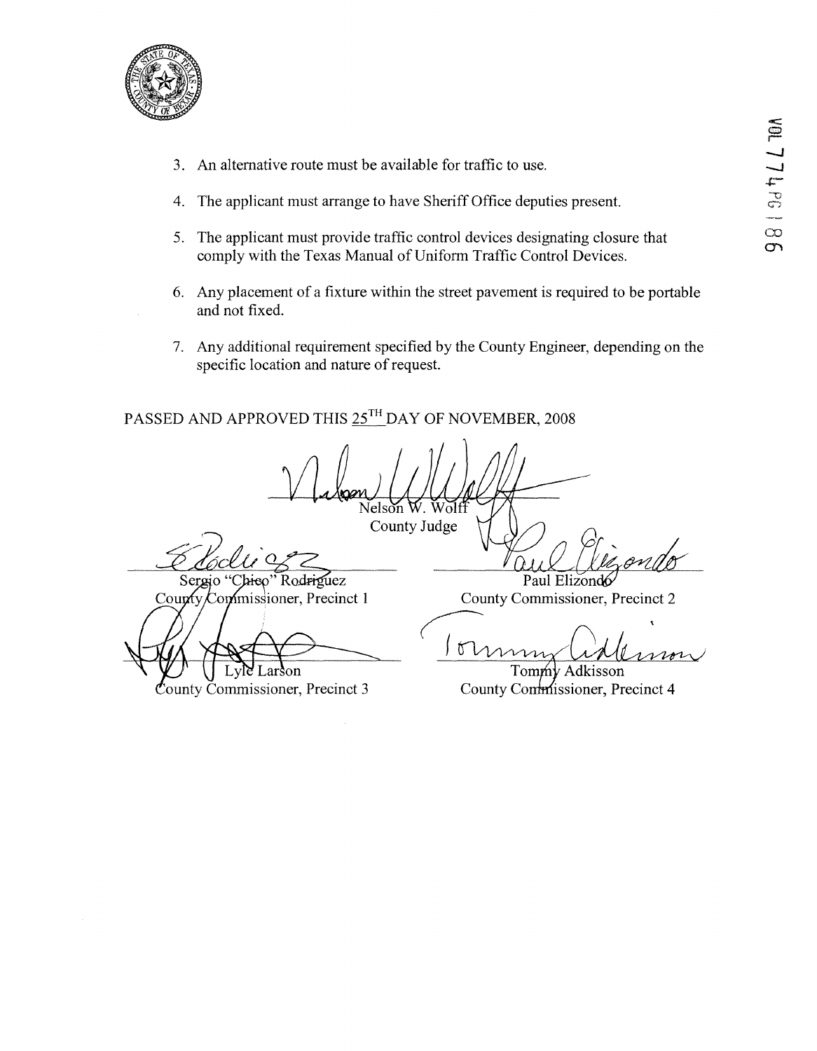3. An alternative route must be available for traffic to use.
4. The applicant must arrange to have Sheriff Office deputies present.
5. The applicant must provide traffic control devices designating closure that comply with the Texas Manual of Uniform Traffic Control Devices.
6. Any placement of a fixture within the street pavement is required to be portable and not fixed.
7. Any additional requirement specified by the County Engineer, depending on the specific location and nature of request.

PASSED AND APPROVED THIS 25TH DAY OF NOVEMBER, 2008

Nelson W. Wolff
County Judge

Sergio "Chico" Rodriguez
County Commissioner, Precinct 1

Paul Elizondo
County Commissioner, Precinct 2

Lyle Larson
County Commissioner, Precinct 3

Tommy Adkisson
County Commissioner, Precinct 4

VOL 774 PG 1886